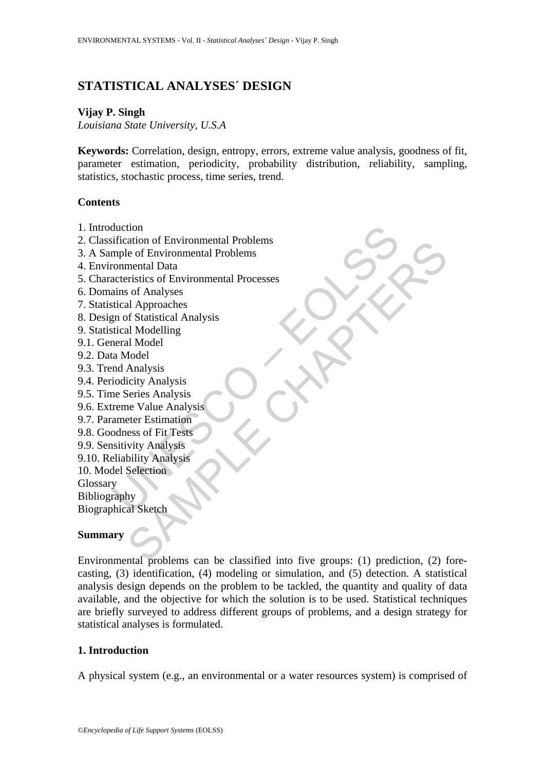# STATISTICAL ANALYSES´ DESIGN

**Vijay P. Singh**
*Louisiana State University, U.S.A*

**Keywords:** Correlation, design, entropy, errors, extreme value analysis, goodness of fit, parameter estimation, periodicity, probability distribution, reliability, sampling, statistics, stochastic process, time series, trend.

**Contents**

1. Introduction
2. Classification of Environmental Problems
3. A Sample of Environmental Problems
4. Environmental Data
5. Characteristics of Environmental Processes
6. Domains of Analyses
7. Statistical Approaches
8. Design of Statistical Analysis
9. Statistical Modelling
9.1. General Model
9.2. Data Model
9.3. Trend Analysis
9.4. Periodicity Analysis
9.5. Time Series Analysis
9.6. Extreme Value Analysis
9.7. Parameter Estimation
9.8. Goodness of Fit Tests
9.9. Sensitivity Analysis
9.10. Reliability Analysis
10. Model Selection

Glossary
Bibliography
Biographical Sketch

**Summary**

Environmental problems can be classified into five groups: (1) prediction, (2) forecasting, (3) identification, (4) modeling or simulation, and (5) detection. A statistical analysis design depends on the problem to be tackled, the quantity and quality of data available, and the objective for which the solution is to be used. Statistical techniques are briefly surveyed to address different groups of problems, and a design strategy for statistical analyses is formulated.

## 1. Introduction

A physical system (e.g., an environmental or a water resources system) is comprised of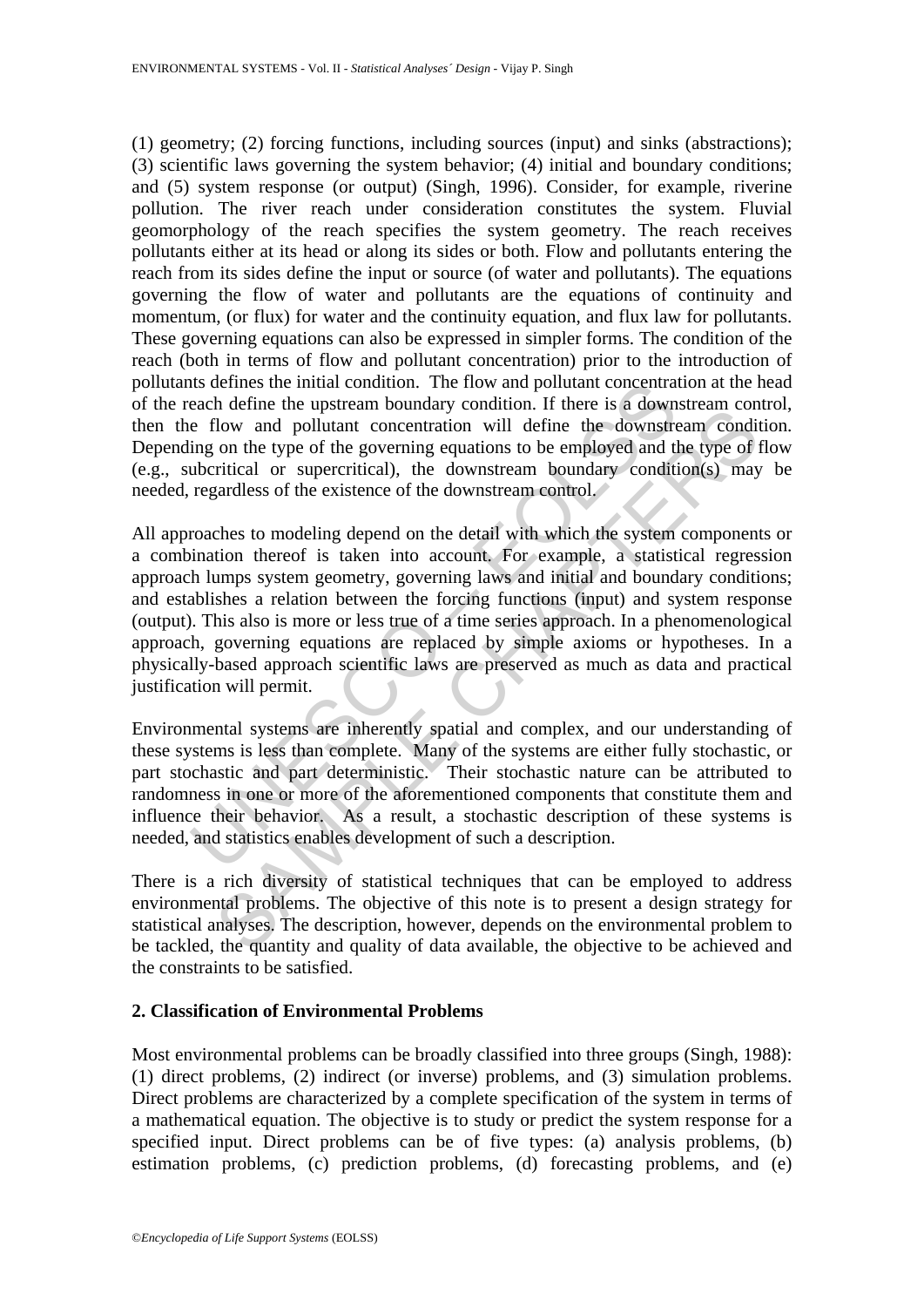(1) geometry; (2) forcing functions, including sources (input) and sinks (abstractions); (3) scientific laws governing the system behavior; (4) initial and boundary conditions; and (5) system response (or output) (Singh, 1996). Consider, for example, riverine pollution. The river reach under consideration constitutes the system. Fluvial geomorphology of the reach specifies the system geometry. The reach receives pollutants either at its head or along its sides or both. Flow and pollutants entering the reach from its sides define the input or source (of water and pollutants). The equations governing the flow of water and pollutants are the equations of continuity and momentum, (or flux) for water and the continuity equation, and flux law for pollutants. These governing equations can also be expressed in simpler forms. The condition of the reach (both in terms of flow and pollutant concentration) prior to the introduction of pollutants defines the initial condition. The flow and pollutant concentration at the head of the reach define the upstream boundary condition. If there is a downstream control, then the flow and pollutant concentration will define the downstream condition. Depending on the type of the governing equations to be employed and the type of flow (e.g., subcritical or supercritical), the downstream boundary condition(s) may be needed, regardless of the existence of the downstream control.

All approaches to modeling depend on the detail with which the system components or a combination thereof is taken into account. For example, a statistical regression approach lumps system geometry, governing laws and initial and boundary conditions; and establishes a relation between the forcing functions (input) and system response (output). This also is more or less true of a time series approach. In a phenomenological approach, governing equations are replaced by simple axioms or hypotheses. In a physically-based approach scientific laws are preserved as much as data and practical justification will permit.

Environmental systems are inherently spatial and complex, and our understanding of these systems is less than complete. Many of the systems are either fully stochastic, or part stochastic and part deterministic. Their stochastic nature can be attributed to randomness in one or more of the aforementioned components that constitute them and influence their behavior. As a result, a stochastic description of these systems is needed, and statistics enables development of such a description.

There is a rich diversity of statistical techniques that can be employed to address environmental problems. The objective of this note is to present a design strategy for statistical analyses. The description, however, depends on the environmental problem to be tackled, the quantity and quality of data available, the objective to be achieved and the constraints to be satisfied.

## 2. Classification of Environmental Problems

Most environmental problems can be broadly classified into three groups (Singh, 1988): (1) direct problems, (2) indirect (or inverse) problems, and (3) simulation problems. Direct problems are characterized by a complete specification of the system in terms of a mathematical equation. The objective is to study or predict the system response for a specified input. Direct problems can be of five types: (a) analysis problems, (b) estimation problems, (c) prediction problems, (d) forecasting problems, and (e)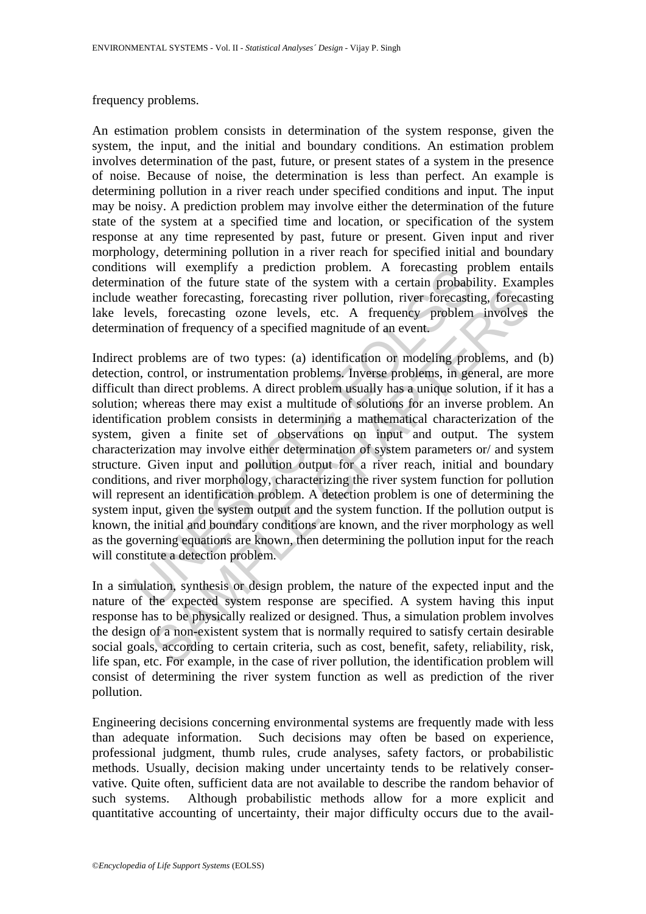frequency problems.

An estimation problem consists in determination of the system response, given the system, the input, and the initial and boundary conditions. An estimation problem involves determination of the past, future, or present states of a system in the presence of noise. Because of noise, the determination is less than perfect. An example is determining pollution in a river reach under specified conditions and input. The input may be noisy. A prediction problem may involve either the determination of the future state of the system at a specified time and location, or specification of the system response at any time represented by past, future or present. Given input and river morphology, determining pollution in a river reach for specified initial and boundary conditions will exemplify a prediction problem. A forecasting problem entails determination of the future state of the system with a certain probability. Examples include weather forecasting, forecasting river pollution, river forecasting, forecasting lake levels, forecasting ozone levels, etc. A frequency problem involves the determination of frequency of a specified magnitude of an event.

Indirect problems are of two types: (a) identification or modeling problems, and (b) detection, control, or instrumentation problems. Inverse problems, in general, are more difficult than direct problems. A direct problem usually has a unique solution, if it has a solution; whereas there may exist a multitude of solutions for an inverse problem. An identification problem consists in determining a mathematical characterization of the system, given a finite set of observations on input and output. The system characterization may involve either determination of system parameters or/ and system structure. Given input and pollution output for a river reach, initial and boundary conditions, and river morphology, characterizing the river system function for pollution will represent an identification problem. A detection problem is one of determining the system input, given the system output and the system function. If the pollution output is known, the initial and boundary conditions are known, and the river morphology as well as the governing equations are known, then determining the pollution input for the reach will constitute a detection problem.

In a simulation, synthesis or design problem, the nature of the expected input and the nature of the expected system response are specified. A system having this input response has to be physically realized or designed. Thus, a simulation problem involves the design of a non-existent system that is normally required to satisfy certain desirable social goals, according to certain criteria, such as cost, benefit, safety, reliability, risk, life span, etc. For example, in the case of river pollution, the identification problem will consist of determining the river system function as well as prediction of the river pollution.

Engineering decisions concerning environmental systems are frequently made with less than adequate information. Such decisions may often be based on experience, professional judgment, thumb rules, crude analyses, safety factors, or probabilistic methods. Usually, decision making under uncertainty tends to be relatively conservative. Quite often, sufficient data are not available to describe the random behavior of such systems. Although probabilistic methods allow for a more explicit and quantitative accounting of uncertainty, their major difficulty occurs due to the avail-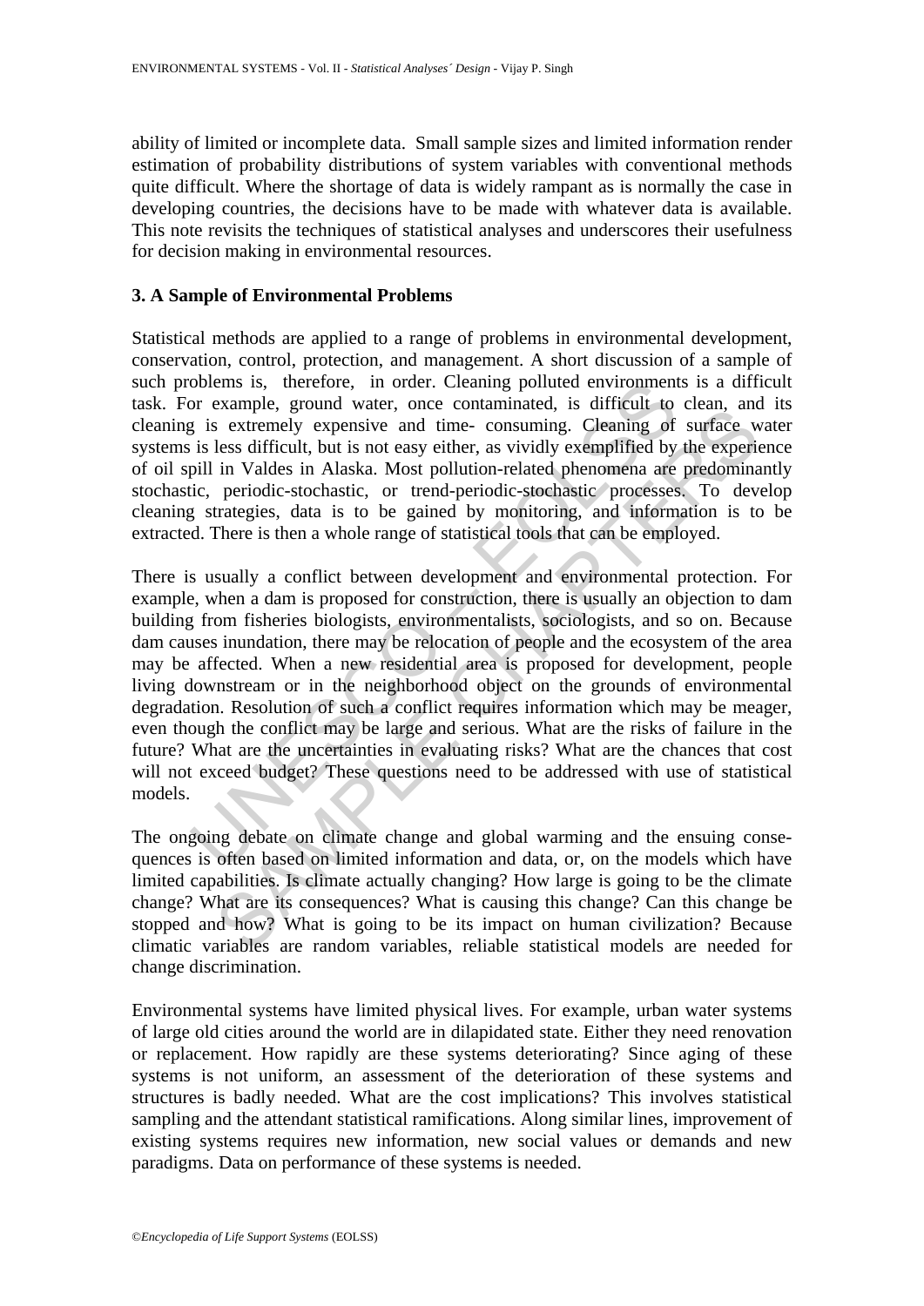ability of limited or incomplete data. Small sample sizes and limited information render estimation of probability distributions of system variables with conventional methods quite difficult. Where the shortage of data is widely rampant as is normally the case in developing countries, the decisions have to be made with whatever data is available. This note revisits the techniques of statistical analyses and underscores their usefulness for decision making in environmental resources.

## 3. A Sample of Environmental Problems

Statistical methods are applied to a range of problems in environmental development, conservation, control, protection, and management. A short discussion of a sample of such problems is, therefore, in order. Cleaning polluted environments is a difficult task. For example, ground water, once contaminated, is difficult to clean, and its cleaning is extremely expensive and time- consuming. Cleaning of surface water systems is less difficult, but is not easy either, as vividly exemplified by the experience of oil spill in Valdes in Alaska. Most pollution-related phenomena are predominantly stochastic, periodic-stochastic, or trend-periodic-stochastic processes. To develop cleaning strategies, data is to be gained by monitoring, and information is to be extracted. There is then a whole range of statistical tools that can be employed.

There is usually a conflict between development and environmental protection. For example, when a dam is proposed for construction, there is usually an objection to dam building from fisheries biologists, environmentalists, sociologists, and so on. Because dam causes inundation, there may be relocation of people and the ecosystem of the area may be affected. When a new residential area is proposed for development, people living downstream or in the neighborhood object on the grounds of environmental degradation. Resolution of such a conflict requires information which may be meager, even though the conflict may be large and serious. What are the risks of failure in the future? What are the uncertainties in evaluating risks? What are the chances that cost will not exceed budget? These questions need to be addressed with use of statistical models.

The ongoing debate on climate change and global warming and the ensuing consequences is often based on limited information and data, or, on the models which have limited capabilities. Is climate actually changing? How large is going to be the climate change? What are its consequences? What is causing this change? Can this change be stopped and how? What is going to be its impact on human civilization? Because climatic variables are random variables, reliable statistical models are needed for change discrimination.

Environmental systems have limited physical lives. For example, urban water systems of large old cities around the world are in dilapidated state. Either they need renovation or replacement. How rapidly are these systems deteriorating? Since aging of these systems is not uniform, an assessment of the deterioration of these systems and structures is badly needed. What are the cost implications? This involves statistical sampling and the attendant statistical ramifications. Along similar lines, improvement of existing systems requires new information, new social values or demands and new paradigms. Data on performance of these systems is needed.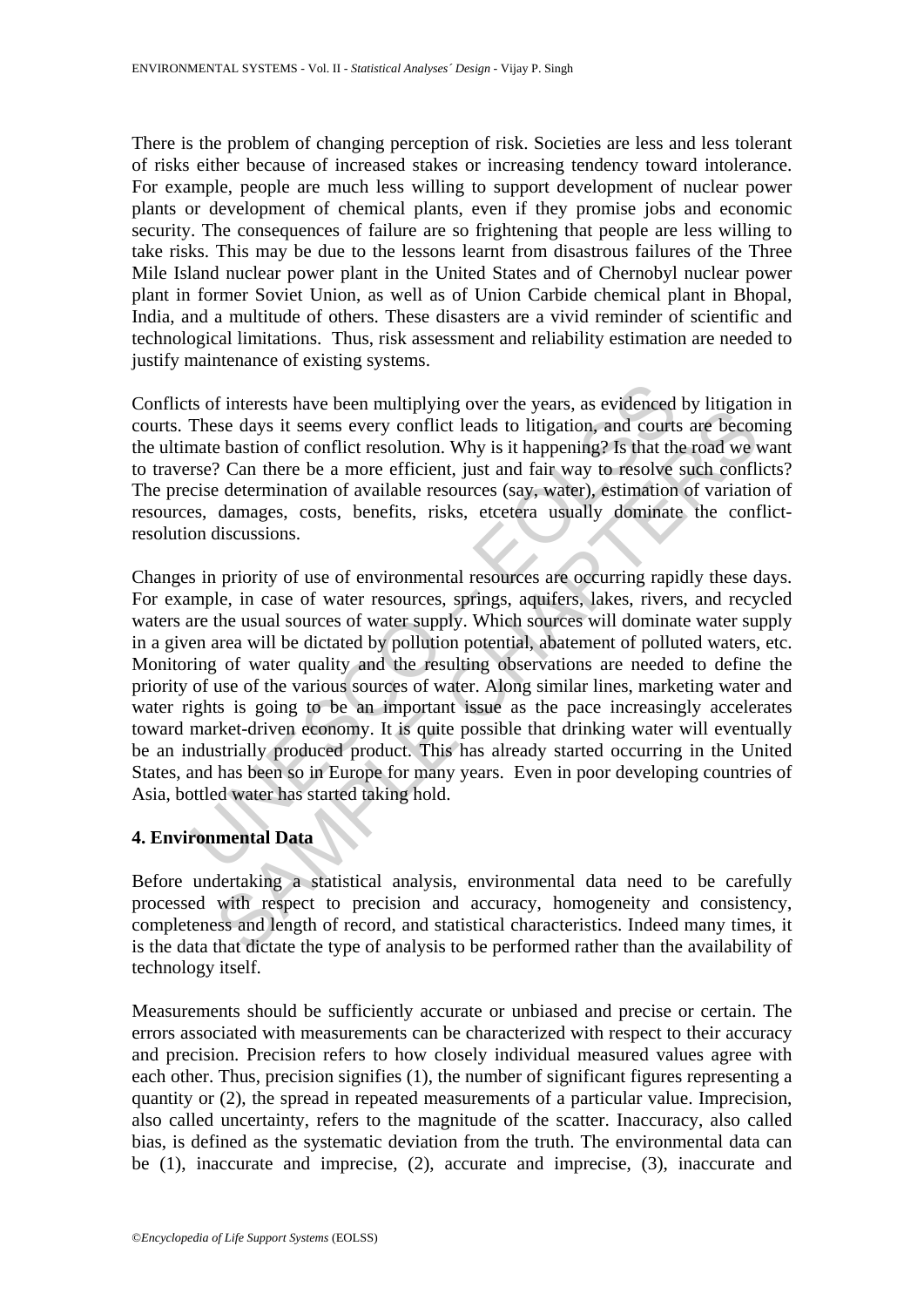There is the problem of changing perception of risk. Societies are less and less tolerant of risks either because of increased stakes or increasing tendency toward intolerance. For example, people are much less willing to support development of nuclear power plants or development of chemical plants, even if they promise jobs and economic security. The consequences of failure are so frightening that people are less willing to take risks. This may be due to the lessons learnt from disastrous failures of the Three Mile Island nuclear power plant in the United States and of Chernobyl nuclear power plant in former Soviet Union, as well as of Union Carbide chemical plant in Bhopal, India, and a multitude of others. These disasters are a vivid reminder of scientific and technological limitations. Thus, risk assessment and reliability estimation are needed to justify maintenance of existing systems.

Conflicts of interests have been multiplying over the years, as evidenced by litigation in courts. These days it seems every conflict leads to litigation, and courts are becoming the ultimate bastion of conflict resolution. Why is it happening? Is that the road we want to traverse? Can there be a more efficient, just and fair way to resolve such conflicts? The precise determination of available resources (say, water), estimation of variation of resources, damages, costs, benefits, risks, etcetera usually dominate the conflict-resolution discussions.

Changes in priority of use of environmental resources are occurring rapidly these days. For example, in case of water resources, springs, aquifers, lakes, rivers, and recycled waters are the usual sources of water supply. Which sources will dominate water supply in a given area will be dictated by pollution potential, abatement of polluted waters, etc. Monitoring of water quality and the resulting observations are needed to define the priority of use of the various sources of water. Along similar lines, marketing water and water rights is going to be an important issue as the pace increasingly accelerates toward market-driven economy. It is quite possible that drinking water will eventually be an industrially produced product. This has already started occurring in the United States, and has been so in Europe for many years. Even in poor developing countries of Asia, bottled water has started taking hold.

## 4. Environmental Data

Before undertaking a statistical analysis, environmental data need to be carefully processed with respect to precision and accuracy, homogeneity and consistency, completeness and length of record, and statistical characteristics. Indeed many times, it is the data that dictate the type of analysis to be performed rather than the availability of technology itself.

Measurements should be sufficiently accurate or unbiased and precise or certain. The errors associated with measurements can be characterized with respect to their accuracy and precision. Precision refers to how closely individual measured values agree with each other. Thus, precision signifies (1), the number of significant figures representing a quantity or (2), the spread in repeated measurements of a particular value. Imprecision, also called uncertainty, refers to the magnitude of the scatter. Inaccuracy, also called bias, is defined as the systematic deviation from the truth. The environmental data can be (1), inaccurate and imprecise, (2), accurate and imprecise, (3), inaccurate and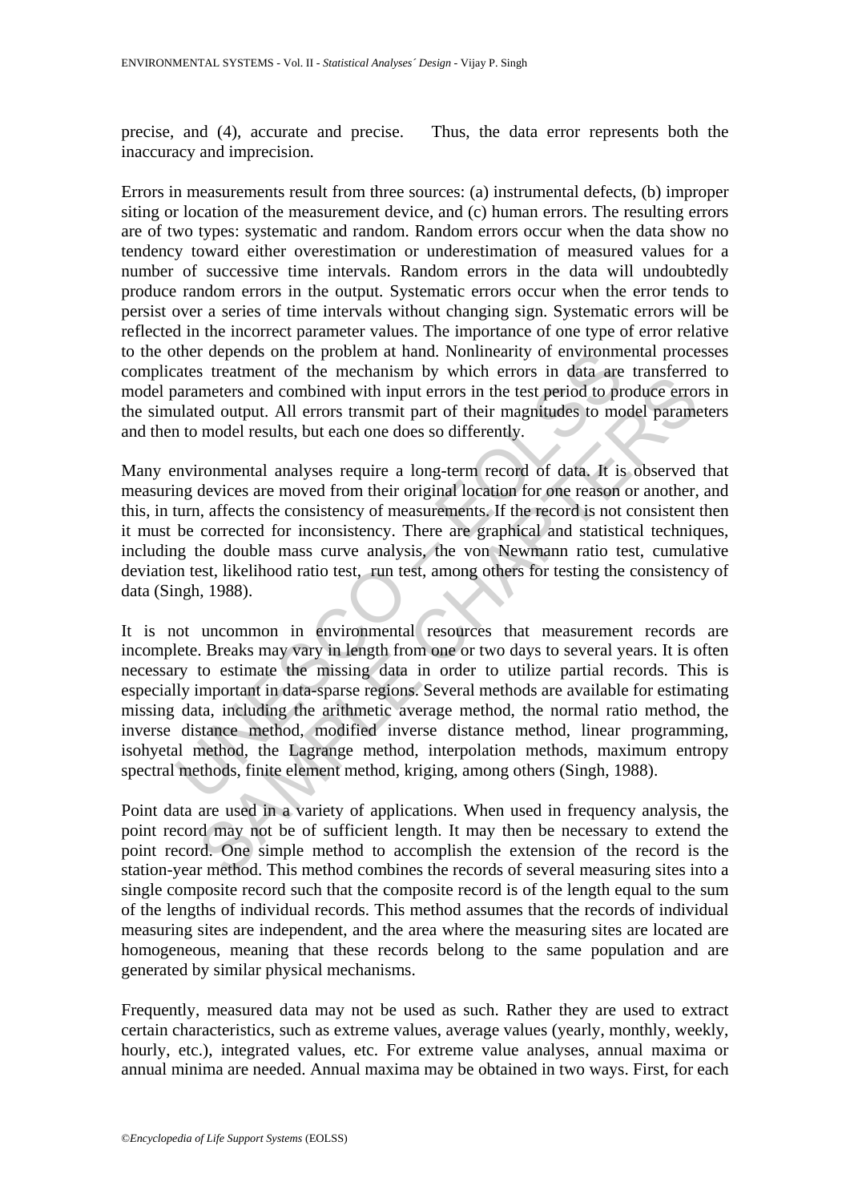precise, and (4), accurate and precise. Thus, the data error represents both the inaccuracy and imprecision.

Errors in measurements result from three sources: (a) instrumental defects, (b) improper siting or location of the measurement device, and (c) human errors. The resulting errors are of two types: systematic and random. Random errors occur when the data show no tendency toward either overestimation or underestimation of measured values for a number of successive time intervals. Random errors in the data will undoubtedly produce random errors in the output. Systematic errors occur when the error tends to persist over a series of time intervals without changing sign. Systematic errors will be reflected in the incorrect parameter values. The importance of one type of error relative to the other depends on the problem at hand. Nonlinearity of environmental processes complicates treatment of the mechanism by which errors in data are transferred to model parameters and combined with input errors in the test period to produce errors in the simulated output. All errors transmit part of their magnitudes to model parameters and then to model results, but each one does so differently.

Many environmental analyses require a long-term record of data. It is observed that measuring devices are moved from their original location for one reason or another, and this, in turn, affects the consistency of measurements. If the record is not consistent then it must be corrected for inconsistency. There are graphical and statistical techniques, including the double mass curve analysis, the von Newmann ratio test, cumulative deviation test, likelihood ratio test, run test, among others for testing the consistency of data (Singh, 1988).

It is not uncommon in environmental resources that measurement records are incomplete. Breaks may vary in length from one or two days to several years. It is often necessary to estimate the missing data in order to utilize partial records. This is especially important in data-sparse regions. Several methods are available for estimating missing data, including the arithmetic average method, the normal ratio method, the inverse distance method, modified inverse distance method, linear programming, isohyetal method, the Lagrange method, interpolation methods, maximum entropy spectral methods, finite element method, kriging, among others (Singh, 1988).

Point data are used in a variety of applications. When used in frequency analysis, the point record may not be of sufficient length. It may then be necessary to extend the point record. One simple method to accomplish the extension of the record is the station-year method. This method combines the records of several measuring sites into a single composite record such that the composite record is of the length equal to the sum of the lengths of individual records. This method assumes that the records of individual measuring sites are independent, and the area where the measuring sites are located are homogeneous, meaning that these records belong to the same population and are generated by similar physical mechanisms.

Frequently, measured data may not be used as such. Rather they are used to extract certain characteristics, such as extreme values, average values (yearly, monthly, weekly, hourly, etc.), integrated values, etc. For extreme value analyses, annual maxima or annual minima are needed. Annual maxima may be obtained in two ways. First, for each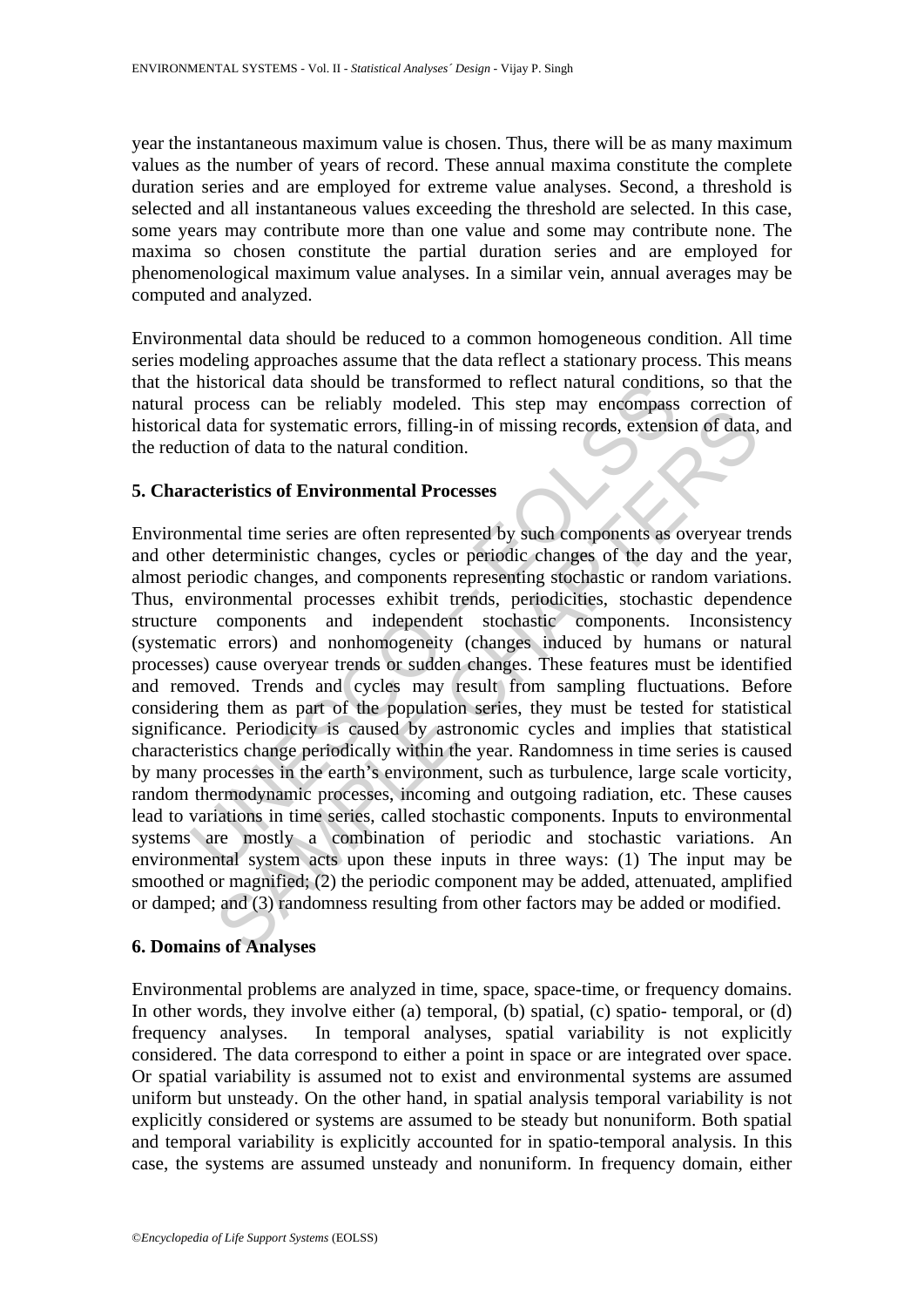year the instantaneous maximum value is chosen. Thus, there will be as many maximum values as the number of years of record. These annual maxima constitute the complete duration series and are employed for extreme value analyses. Second, a threshold is selected and all instantaneous values exceeding the threshold are selected. In this case, some years may contribute more than one value and some may contribute none. The maxima so chosen constitute the partial duration series and are employed for phenomenological maximum value analyses. In a similar vein, annual averages may be computed and analyzed.

Environmental data should be reduced to a common homogeneous condition. All time series modeling approaches assume that the data reflect a stationary process. This means that the historical data should be transformed to reflect natural conditions, so that the natural process can be reliably modeled. This step may encompass correction of historical data for systematic errors, filling-in of missing records, extension of data, and the reduction of data to the natural condition.

## 5. Characteristics of Environmental Processes

Environmental time series are often represented by such components as overyear trends and other deterministic changes, cycles or periodic changes of the day and the year, almost periodic changes, and components representing stochastic or random variations. Thus, environmental processes exhibit trends, periodicities, stochastic dependence structure components and independent stochastic components. Inconsistency (systematic errors) and nonhomogeneity (changes induced by humans or natural processes) cause overyear trends or sudden changes. These features must be identified and removed. Trends and cycles may result from sampling fluctuations. Before considering them as part of the population series, they must be tested for statistical significance. Periodicity is caused by astronomic cycles and implies that statistical characteristics change periodically within the year. Randomness in time series is caused by many processes in the earth's environment, such as turbulence, large scale vorticity, random thermodynamic processes, incoming and outgoing radiation, etc. These causes lead to variations in time series, called stochastic components. Inputs to environmental systems are mostly a combination of periodic and stochastic variations. An environmental system acts upon these inputs in three ways: (1) The input may be smoothed or magnified; (2) the periodic component may be added, attenuated, amplified or damped; and (3) randomness resulting from other factors may be added or modified.

## 6. Domains of Analyses

Environmental problems are analyzed in time, space, space-time, or frequency domains. In other words, they involve either (a) temporal, (b) spatial, (c) spatio- temporal, or (d) frequency analyses. In temporal analyses, spatial variability is not explicitly considered. The data correspond to either a point in space or are integrated over space. Or spatial variability is assumed not to exist and environmental systems are assumed uniform but unsteady. On the other hand, in spatial analysis temporal variability is not explicitly considered or systems are assumed to be steady but nonuniform. Both spatial and temporal variability is explicitly accounted for in spatio-temporal analysis. In this case, the systems are assumed unsteady and nonuniform. In frequency domain, either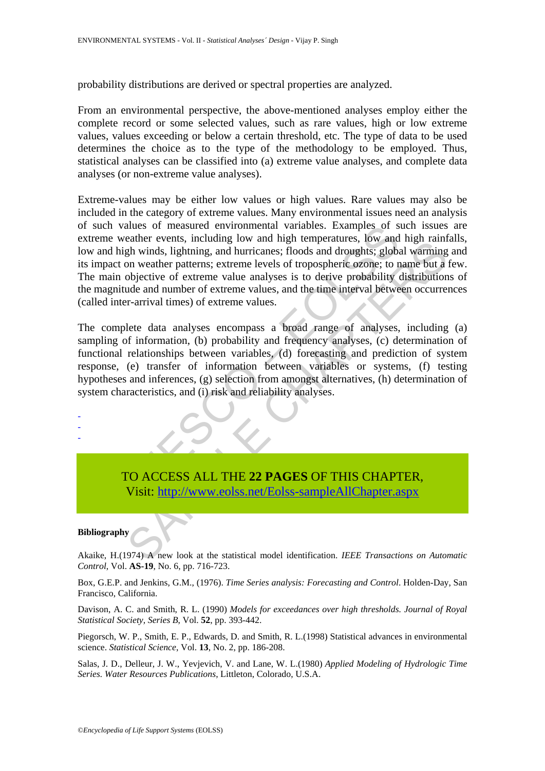probability distributions are derived or spectral properties are analyzed.

From an environmental perspective, the above-mentioned analyses employ either the complete record or some selected values, such as rare values, high or low extreme values, values exceeding or below a certain threshold, etc. The type of data to be used determines the choice as to the type of the methodology to be employed. Thus, statistical analyses can be classified into (a) extreme value analyses, and complete data analyses (or non-extreme value analyses).

Extreme-values may be either low values or high values. Rare values may also be included in the category of extreme values. Many environmental issues need an analysis of such values of measured environmental variables. Examples of such issues are extreme weather events, including low and high temperatures, low and high rainfalls, low and high winds, lightning, and hurricanes; floods and droughts; global warming and its impact on weather patterns; extreme levels of tropospheric ozone; to name but a few. The main objective of extreme value analyses is to derive probability distributions of the magnitude and number of extreme values, and the time interval between occurrences (called inter-arrival times) of extreme values.

The complete data analyses encompass a broad range of analyses, including (a) sampling of information, (b) probability and frequency analyses, (c) determination of functional relationships between variables, (d) forecasting and prediction of system response, (e) transfer of information between variables or systems, (f) testing hypotheses and inferences, (g) selection from amongst alternatives, (h) determination of system characteristics, and (i) risk and reliability analyses.

-
-
-

TO ACCESS ALL THE **22 PAGES** OF THIS CHAPTER,
Visit: http://www.eolss.net/Eolss-sampleAllChapter.aspx

**Bibliography**

Akaike, H.(1974) A new look at the statistical model identification. *IEEE Transactions on Automatic Control*, Vol. **AS-19**, No. 6, pp. 716-723.

Box, G.E.P. and Jenkins, G.M., (1976). *Time Series analysis: Forecasting and Control*. Holden-Day, San Francisco, California.

Davison, A. C. and Smith, R. L. (1990) *Models for exceedances over high thresholds. Journal of Royal Statistical Society, Series B*, Vol. **52**, pp. 393-442.

Piegorsch, W. P., Smith, E. P., Edwards, D. and Smith, R. L.(1998) Statistical advances in environmental science. *Statistical Science*, Vol. **13**, No. 2, pp. 186-208.

Salas, J. D., Delleur, J. W., Yevjevich, V. and Lane, W. L.(1980) *Applied Modeling of Hydrologic Time Series. Water Resources Publications*, Littleton, Colorado, U.S.A.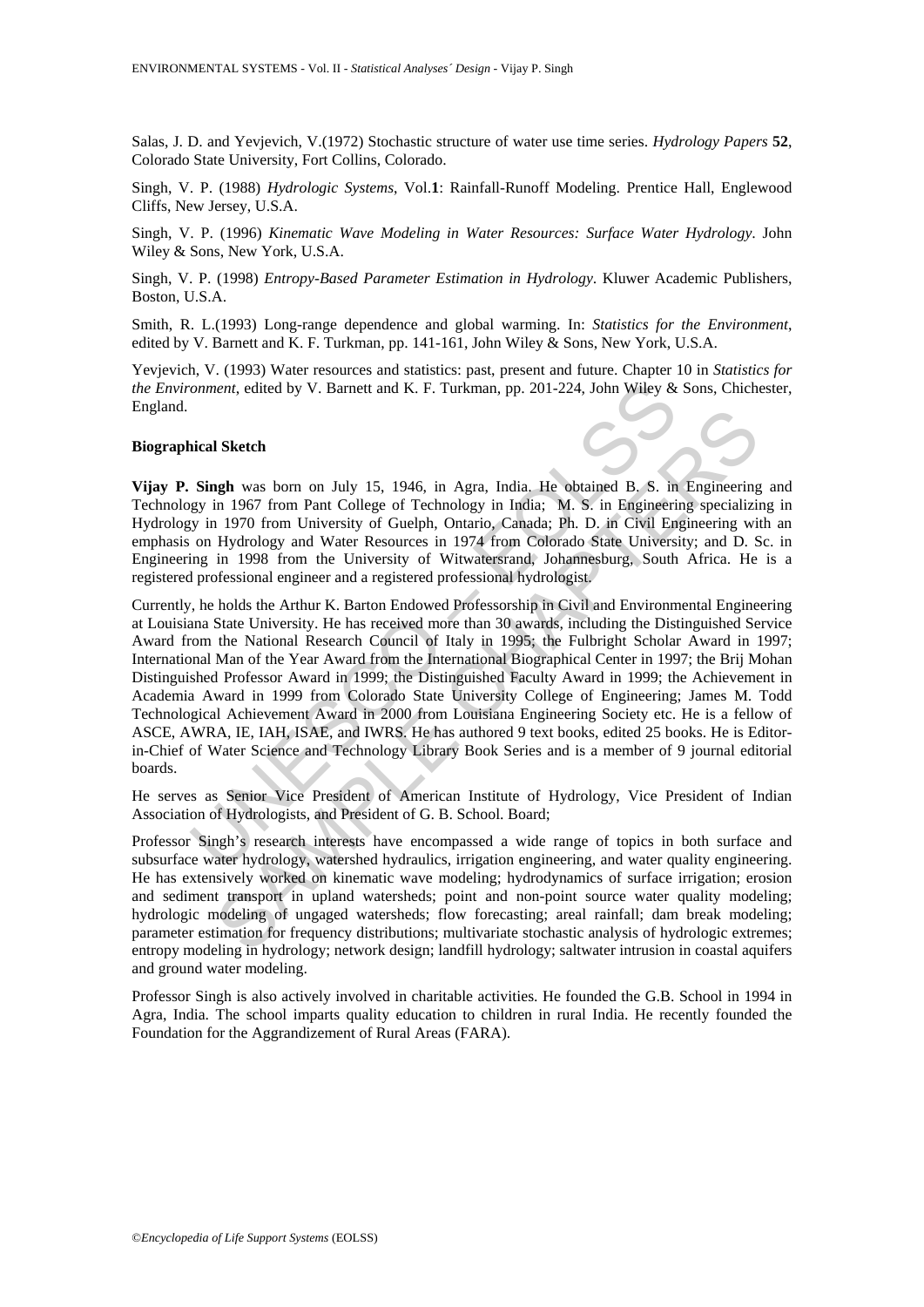Salas, J. D. and Yevjevich, V.(1972) Stochastic structure of water use time series. *Hydrology Papers* **52**, Colorado State University, Fort Collins, Colorado.

Singh, V. P. (1988) *Hydrologic Systems*, Vol.**1**: Rainfall-Runoff Modeling. Prentice Hall, Englewood Cliffs, New Jersey, U.S.A.

Singh, V. P. (1996) *Kinematic Wave Modeling in Water Resources: Surface Water Hydrology*. John Wiley & Sons, New York, U.S.A.

Singh, V. P. (1998) *Entropy-Based Parameter Estimation in Hydrology*. Kluwer Academic Publishers, Boston, U.S.A.

Smith, R. L.(1993) Long-range dependence and global warming. In: *Statistics for the Environment*, edited by V. Barnett and K. F. Turkman, pp. 141-161, John Wiley & Sons, New York, U.S.A.

Yevjevich, V. (1993) Water resources and statistics: past, present and future. Chapter 10 in *Statistics for the Environment*, edited by V. Barnett and K. F. Turkman, pp. 201-224, John Wiley & Sons, Chichester, England.

**Biographical Sketch**

**Vijay P. Singh** was born on July 15, 1946, in Agra, India. He obtained B. S. in Engineering and Technology in 1967 from Pant College of Technology in India; M. S. in Engineering specializing in Hydrology in 1970 from University of Guelph, Ontario, Canada; Ph. D. in Civil Engineering with an emphasis on Hydrology and Water Resources in 1974 from Colorado State University; and D. Sc. in Engineering in 1998 from the University of Witwatersrand, Johannesburg, South Africa. He is a registered professional engineer and a registered professional hydrologist.

Currently, he holds the Arthur K. Barton Endowed Professorship in Civil and Environmental Engineering at Louisiana State University. He has received more than 30 awards, including the Distinguished Service Award from the National Research Council of Italy in 1995; the Fulbright Scholar Award in 1997; International Man of the Year Award from the International Biographical Center in 1997; the Brij Mohan Distinguished Professor Award in 1999; the Distinguished Faculty Award in 1999; the Achievement in Academia Award in 1999 from Colorado State University College of Engineering; James M. Todd Technological Achievement Award in 2000 from Louisiana Engineering Society etc. He is a fellow of ASCE, AWRA, IE, IAH, ISAE, and IWRS. He has authored 9 text books, edited 25 books. He is Editor-in-Chief of Water Science and Technology Library Book Series and is a member of 9 journal editorial boards.

He serves as Senior Vice President of American Institute of Hydrology, Vice President of Indian Association of Hydrologists, and President of G. B. School. Board;

Professor Singh's research interests have encompassed a wide range of topics in both surface and subsurface water hydrology, watershed hydraulics, irrigation engineering, and water quality engineering. He has extensively worked on kinematic wave modeling; hydrodynamics of surface irrigation; erosion and sediment transport in upland watersheds; point and non-point source water quality modeling; hydrologic modeling of ungaged watersheds; flow forecasting; areal rainfall; dam break modeling; parameter estimation for frequency distributions; multivariate stochastic analysis of hydrologic extremes; entropy modeling in hydrology; network design; landfill hydrology; saltwater intrusion in coastal aquifers and ground water modeling.

Professor Singh is also actively involved in charitable activities. He founded the G.B. School in 1994 in Agra, India. The school imparts quality education to children in rural India. He recently founded the Foundation for the Aggrandizement of Rural Areas (FARA).